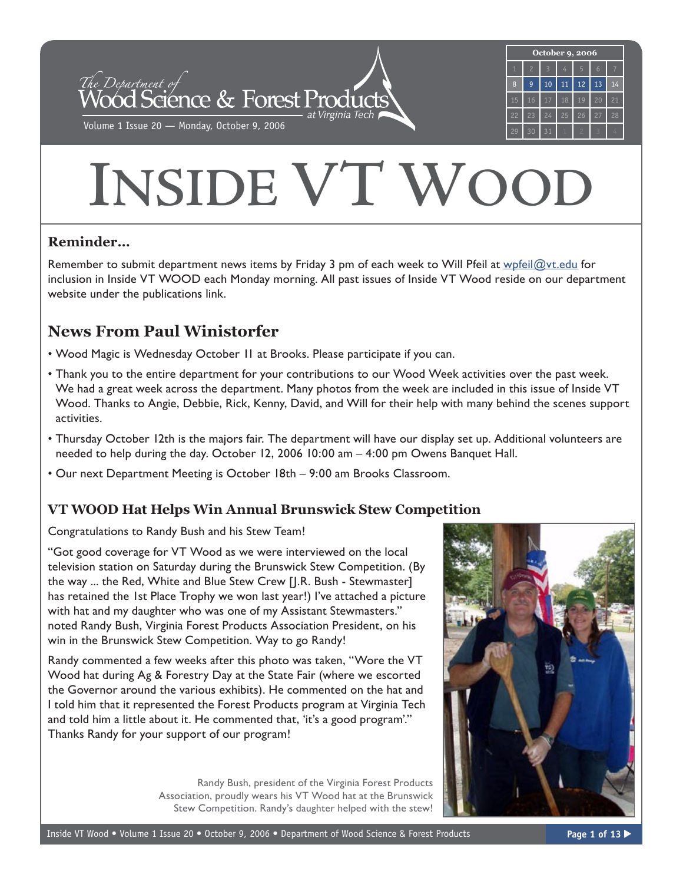# INSIDE VT WOOD

The Department of Wood Science & Forest Products at Virginia Tech

Volume 1 Issue 20 — Monday, October 9, 2006

### Reminder...

Remember to submit department news items by Friday 3 pm of each week to Will Pfeil at wpfeil@vt.edu for inclusion in Inside VT WOOD each Monday morning. All past issues of Inside VT Wood reside on our department website under the publications link.

## News From Paul Winistorfer

- Wood Magic is Wednesday October 11 at Brooks. Please participate if you can.
- Thank you to the entire department for your contributions to our Wood Week activities over the past week. We had a great week across the department. Many photos from the week are included in this issue of Inside VT Wood. Thanks to Angie, Debbie, Rick, Kenny, David, and Will for their help with many behind the scenes support activities.
- Thursday October 12th is the majors fair. The department will have our display set up. Additional volunteers are needed to help during the day. October 12, 2006 10:00 am – 4:00 pm Owens Banquet Hall.
- Our next Department Meeting is October 18th – 9:00 am Brooks Classroom.

### VT WOOD Hat Helps Win Annual Brunswick Stew Competition

Congratulations to Randy Bush and his Stew Team!

"Got good coverage for VT Wood as we were interviewed on the local television station on Saturday during the Brunswick Stew Competition. (By the way ... the Red, White and Blue Stew Crew [J.R. Bush - Stewmaster] has retained the 1st Place Trophy we won last year!) I've attached a picture with hat and my daughter who was one of my Assistant Stewmasters." noted Randy Bush, Virginia Forest Products Association President, on his win in the Brunswick Stew Competition. Way to go Randy!

Randy commented a few weeks after this photo was taken, "Wore the VT Wood hat during Ag & Forestry Day at the State Fair (where we escorted the Governor around the various exhibits). He commented on the hat and I told him that it represented the Forest Products program at Virginia Tech and told him a little about it. He commented that, 'it's a good program'." Thanks Randy for your support of our program!

Randy Bush, president of the Virginia Forest Products Association, proudly wears his VT Wood hat at the Brunswick Stew Competition. Randy's daughter helped with the stew!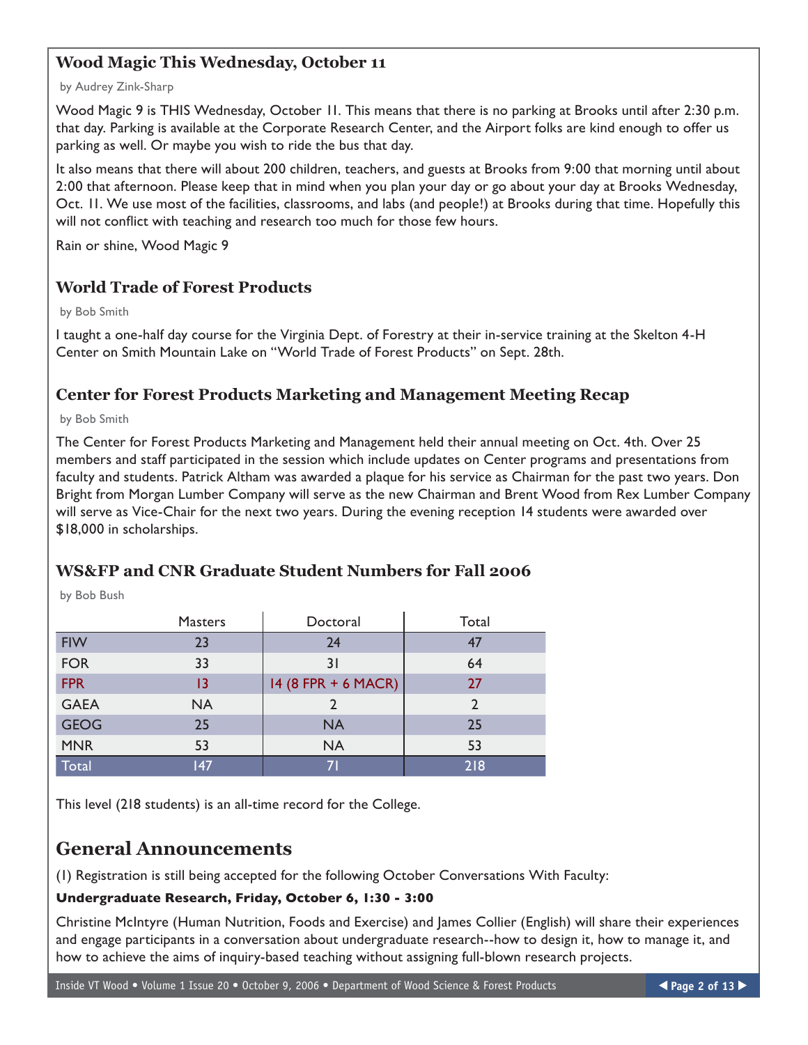## Wood Magic This Wednesday, October 11

by Audrey Zink-Sharp

Wood Magic 9 is THIS Wednesday, October 11. This means that there is no parking at Brooks until after 2:30 p.m. that day. Parking is available at the Corporate Research Center, and the Airport folks are kind enough to offer us parking as well. Or maybe you wish to ride the bus that day.

It also means that there will about 200 children, teachers, and guests at Brooks from 9:00 that morning until about 2:00 that afternoon. Please keep that in mind when you plan your day or go about your day at Brooks Wednesday, Oct. 11. We use most of the facilities, classrooms, and labs (and people!) at Brooks during that time. Hopefully this will not conflict with teaching and research too much for those few hours.

Rain or shine, Wood Magic 9

## World Trade of Forest Products

by Bob Smith

I taught a one-half day course for the Virginia Dept. of Forestry at their in-service training at the Skelton 4-H Center on Smith Mountain Lake on "World Trade of Forest Products" on Sept. 28th.

## Center for Forest Products Marketing and Management Meeting Recap

by Bob Smith

The Center for Forest Products Marketing and Management held their annual meeting on Oct. 4th. Over 25 members and staff participated in the session which include updates on Center programs and presentations from faculty and students. Patrick Altham was awarded a plaque for his service as Chairman for the past two years. Don Bright from Morgan Lumber Company will serve as the new Chairman and Brent Wood from Rex Lumber Company will serve as Vice-Chair for the next two years. During the evening reception 14 students were awarded over $18,000 in scholarships.

## WS&FP and CNR Graduate Student Numbers for Fall 2006

by Bob Bush

| | Masters | Doctoral | Total |
|---|---|---|---|
| FIW | 23 | 24 | 47 |
| FOR | 33 | 31 | 64 |
| FPR | 13 | 14 (8 FPR + 6 MACR) | 27 |
| GAEA | NA | 2 | 2 |
| GEOG | 25 | NA | 25 |
| MNR | 53 | NA | 53 |
| Total | 147 | 71 | 218 |

This level (218 students) is an all-time record for the College.

# General Announcements

(1) Registration is still being accepted for the following October Conversations With Faculty:

**Undergraduate Research, Friday, October 6, 1:30 - 3:00**

Christine McIntyre (Human Nutrition, Foods and Exercise) and James Collier (English) will share their experiences and engage participants in a conversation about undergraduate research--how to design it, how to manage it, and how to achieve the aims of inquiry-based teaching without assigning full-blown research projects.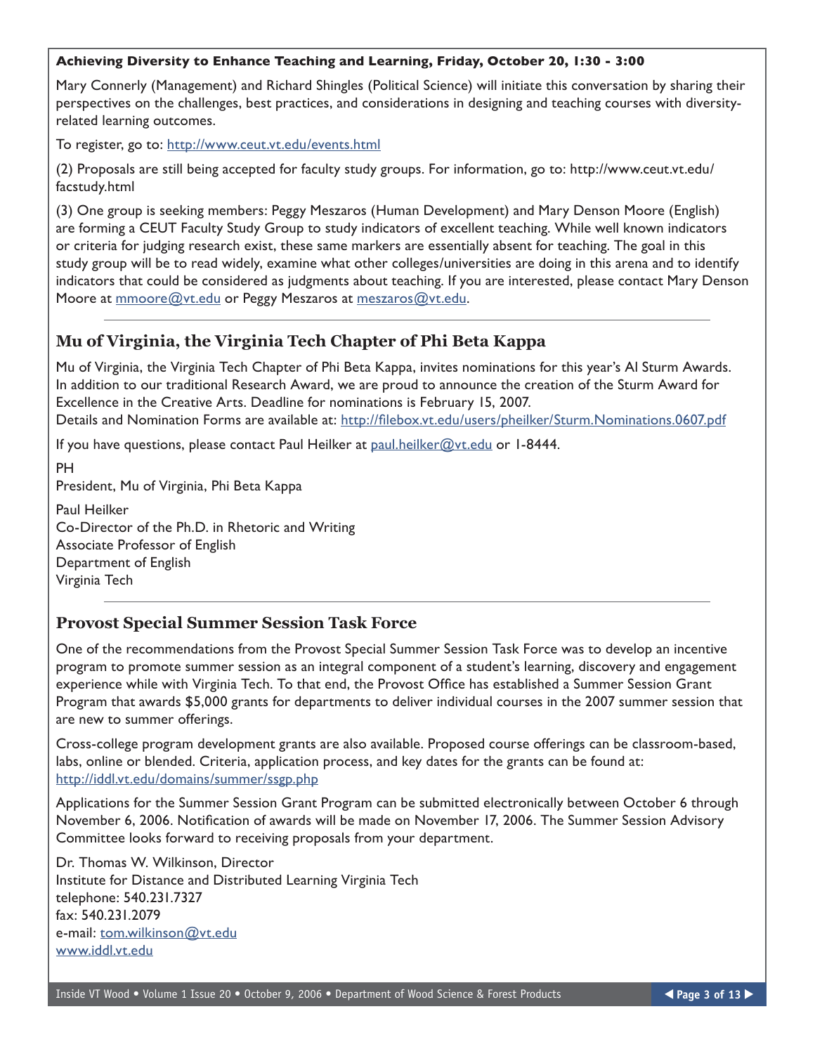**Achieving Diversity to Enhance Teaching and Learning, Friday, October 20, 1:30 - 3:00**

Mary Connerly (Management) and Richard Shingles (Political Science) will initiate this conversation by sharing their perspectives on the challenges, best practices, and considerations in designing and teaching courses with diversity-related learning outcomes.

To register, go to: http://www.ceut.vt.edu/events.html

(2) Proposals are still being accepted for faculty study groups. For information, go to: http://www.ceut.vt.edu/facstudy.html

(3) One group is seeking members: Peggy Meszaros (Human Development) and Mary Denson Moore (English) are forming a CEUT Faculty Study Group to study indicators of excellent teaching. While well known indicators or criteria for judging research exist, these same markers are essentially absent for teaching. The goal in this study group will be to read widely, examine what other colleges/universities are doing in this arena and to identify indicators that could be considered as judgments about teaching. If you are interested, please contact Mary Denson Moore at mmoore@vt.edu or Peggy Meszaros at meszaros@vt.edu.

---

## Mu of Virginia, the Virginia Tech Chapter of Phi Beta Kappa

Mu of Virginia, the Virginia Tech Chapter of Phi Beta Kappa, invites nominations for this year's Al Sturm Awards. In addition to our traditional Research Award, we are proud to announce the creation of the Sturm Award for Excellence in the Creative Arts. Deadline for nominations is February 15, 2007.
Details and Nomination Forms are available at: http://filebox.vt.edu/users/pheilker/Sturm.Nominations.0607.pdf

If you have questions, please contact Paul Heilker at paul.heilker@vt.edu or 1-8444.

PH
President, Mu of Virginia, Phi Beta Kappa

Paul Heilker
Co-Director of the Ph.D. in Rhetoric and Writing
Associate Professor of English
Department of English
Virginia Tech

---

## Provost Special Summer Session Task Force

One of the recommendations from the Provost Special Summer Session Task Force was to develop an incentive program to promote summer session as an integral component of a student's learning, discovery and engagement experience while with Virginia Tech. To that end, the Provost Office has established a Summer Session Grant Program that awards $5,000 grants for departments to deliver individual courses in the 2007 summer session that are new to summer offerings.

Cross-college program development grants are also available. Proposed course offerings can be classroom-based, labs, online or blended. Criteria, application process, and key dates for the grants can be found at: http://iddl.vt.edu/domains/summer/ssgp.php

Applications for the Summer Session Grant Program can be submitted electronically between October 6 through November 6, 2006. Notification of awards will be made on November 17, 2006. The Summer Session Advisory Committee looks forward to receiving proposals from your department.

Dr. Thomas W. Wilkinson, Director
Institute for Distance and Distributed Learning Virginia Tech
telephone: 540.231.7327
fax: 540.231.2079
e-mail: tom.wilkinson@vt.edu
www.iddl.vt.edu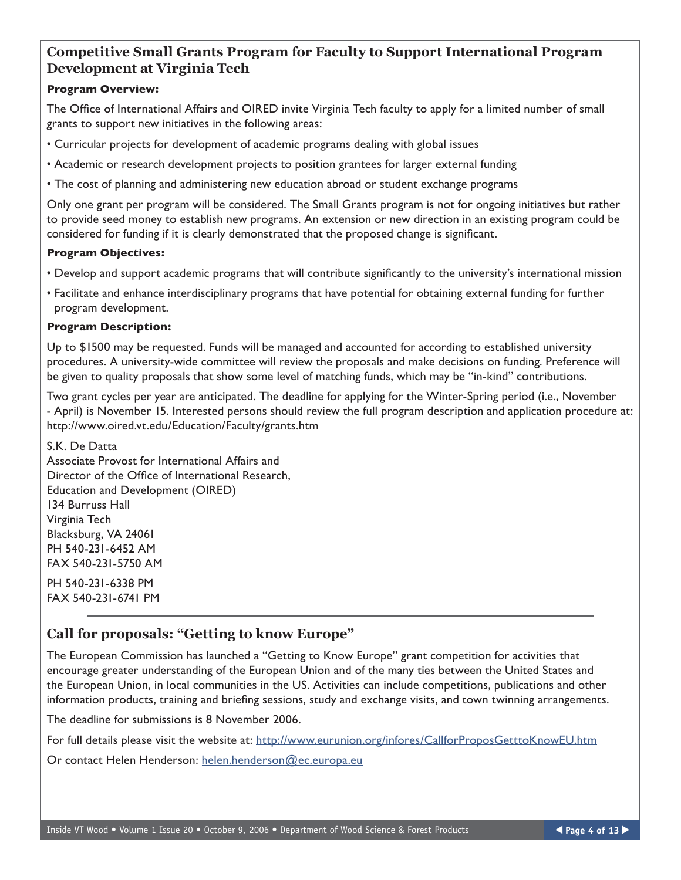## Competitive Small Grants Program for Faculty to Support International Program Development at Virginia Tech

**Program Overview:**

The Office of International Affairs and OIRED invite Virginia Tech faculty to apply for a limited number of small grants to support new initiatives in the following areas:

- Curricular projects for development of academic programs dealing with global issues
- Academic or research development projects to position grantees for larger external funding
- The cost of planning and administering new education abroad or student exchange programs

Only one grant per program will be considered. The Small Grants program is not for ongoing initiatives but rather to provide seed money to establish new programs. An extension or new direction in an existing program could be considered for funding if it is clearly demonstrated that the proposed change is significant.

**Program Objectives:**

- Develop and support academic programs that will contribute significantly to the university's international mission
- Facilitate and enhance interdisciplinary programs that have potential for obtaining external funding for further program development.

**Program Description:**

Up to $1500 may be requested. Funds will be managed and accounted for according to established university procedures. A university-wide committee will review the proposals and make decisions on funding. Preference will be given to quality proposals that show some level of matching funds, which may be "in-kind" contributions.

Two grant cycles per year are anticipated. The deadline for applying for the Winter-Spring period (i.e., November - April) is November 15. Interested persons should review the full program description and application procedure at: http://www.oired.vt.edu/Education/Faculty/grants.htm

S.K. De Datta
Associate Provost for International Affairs and
Director of the Office of International Research,
Education and Development (OIRED)
134 Burruss Hall
Virginia Tech
Blacksburg, VA 24061
PH 540-231-6452 AM
FAX 540-231-5750 AM

PH 540-231-6338 PM
FAX 540-231-6741 PM

---

## Call for proposals: "Getting to know Europe"

The European Commission has launched a "Getting to Know Europe" grant competition for activities that encourage greater understanding of the European Union and of the many ties between the United States and the European Union, in local communities in the US. Activities can include competitions, publications and other information products, training and briefing sessions, study and exchange visits, and town twinning arrangements.

The deadline for submissions is 8 November 2006.

For full details please visit the website at: http://www.eurunion.org/infores/CallforProposGetttoKnowEU.htm

Or contact Helen Henderson: helen.henderson@ec.europa.eu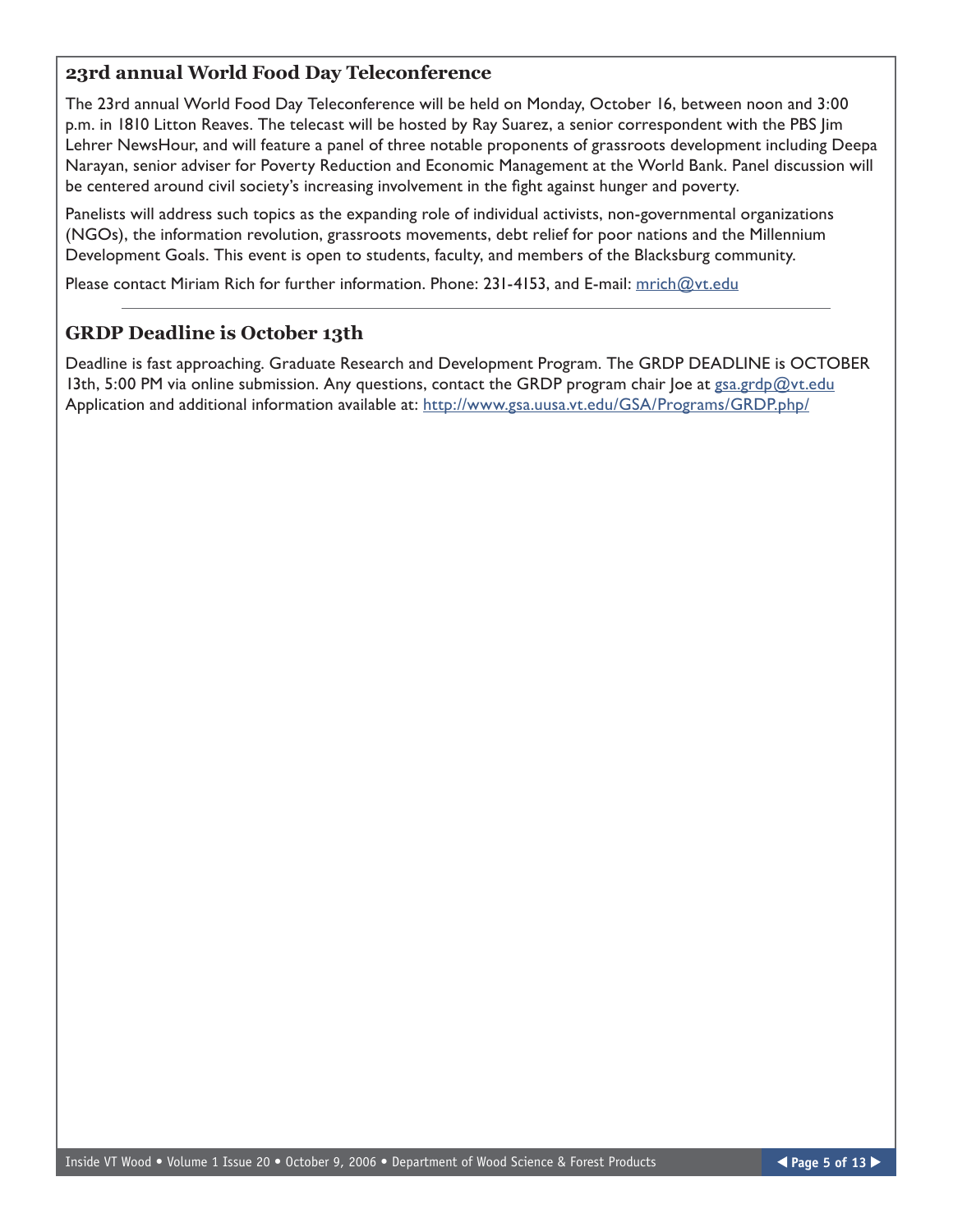## 23rd annual World Food Day Teleconference

The 23rd annual World Food Day Teleconference will be held on Monday, October 16, between noon and 3:00 p.m. in 1810 Litton Reaves. The telecast will be hosted by Ray Suarez, a senior correspondent with the PBS Jim Lehrer NewsHour, and will feature a panel of three notable proponents of grassroots development including Deepa Narayan, senior adviser for Poverty Reduction and Economic Management at the World Bank. Panel discussion will be centered around civil society's increasing involvement in the fight against hunger and poverty.

Panelists will address such topics as the expanding role of individual activists, non-governmental organizations (NGOs), the information revolution, grassroots movements, debt relief for poor nations and the Millennium Development Goals. This event is open to students, faculty, and members of the Blacksburg community.

Please contact Miriam Rich for further information. Phone: 231-4153, and E-mail: mrich@vt.edu

---

## GRDP Deadline is October 13th

Deadline is fast approaching. Graduate Research and Development Program. The GRDP DEADLINE is OCTOBER 13th, 5:00 PM via online submission. Any questions, contact the GRDP program chair Joe at gsa.grdp@vt.edu Application and additional information available at: http://www.gsa.uusa.vt.edu/GSA/Programs/GRDP.php/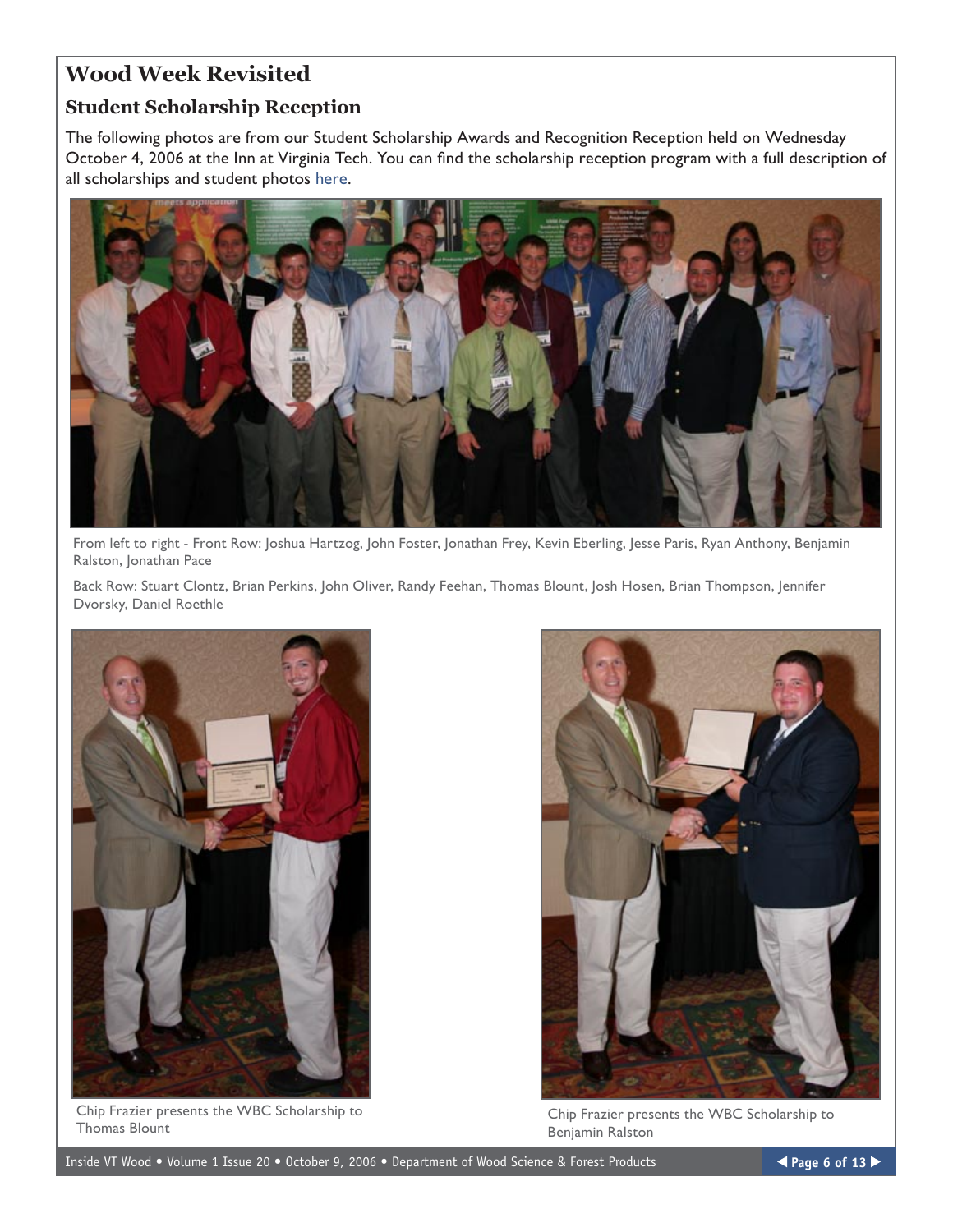# Wood Week Revisited

## Student Scholarship Reception

The following photos are from our Student Scholarship Awards and Recognition Reception held on Wednesday October 4, 2006 at the Inn at Virginia Tech. You can find the scholarship reception program with a full description of all scholarships and student photos here.

From left to right - Front Row: Joshua Hartzog, John Foster, Jonathan Frey, Kevin Eberling, Jesse Paris, Ryan Anthony, Benjamin Ralston, Jonathan Pace

Back Row: Stuart Clontz, Brian Perkins, John Oliver, Randy Feehan, Thomas Blount, Josh Hosen, Brian Thompson, Jennifer Dvorsky, Daniel Roethle

Chip Frazier presents the WBC Scholarship to Thomas Blount

Chip Frazier presents the WBC Scholarship to Benjamin Ralston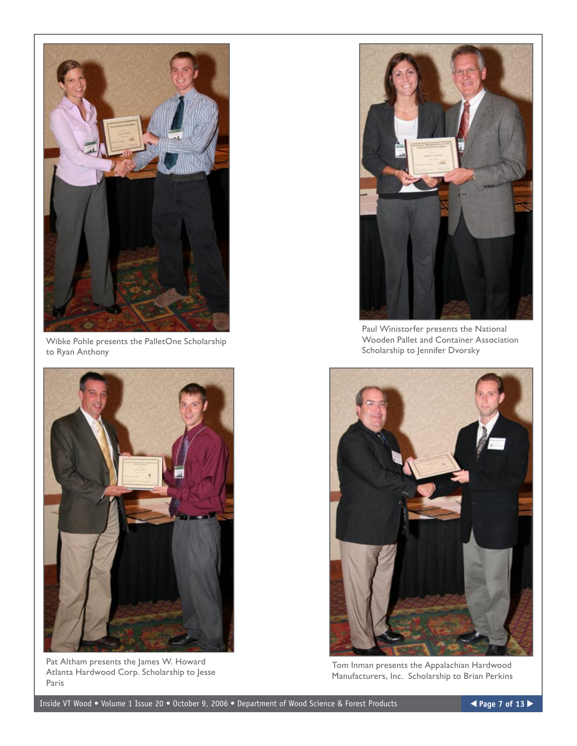Wibke Pohle presents the PalletOne Scholarship to Ryan Anthony

Paul Winistorfer presents the National Wooden Pallet and Container Association Scholarship to Jennifer Dvorsky

Pat Altham presents the James W. Howard Atlanta Hardwood Corp. Scholarship to Jesse Paris

Tom Inman presents the Appalachian Hardwood Manufacturers, Inc. Scholarship to Brian Perkins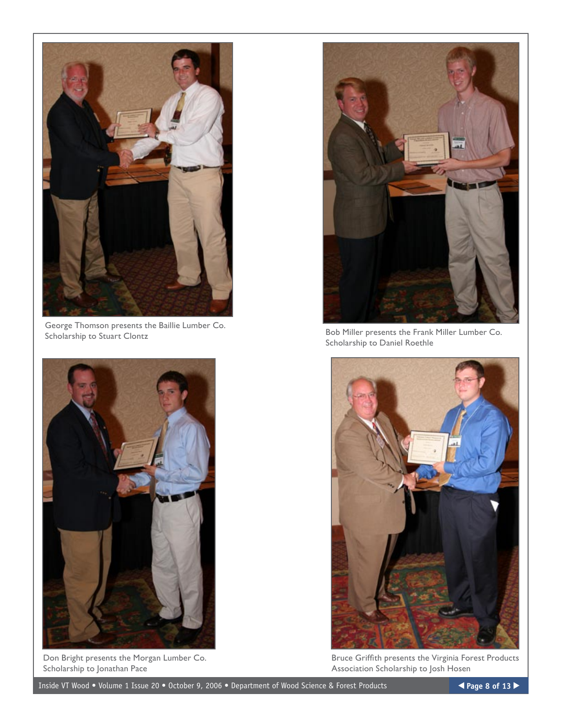George Thomson presents the Baillie Lumber Co. Scholarship to Stuart Clontz

Bob Miller presents the Frank Miller Lumber Co. Scholarship to Daniel Roethle

Don Bright presents the Morgan Lumber Co. Scholarship to Jonathan Pace

Bruce Griffith presents the Virginia Forest Products Association Scholarship to Josh Hosen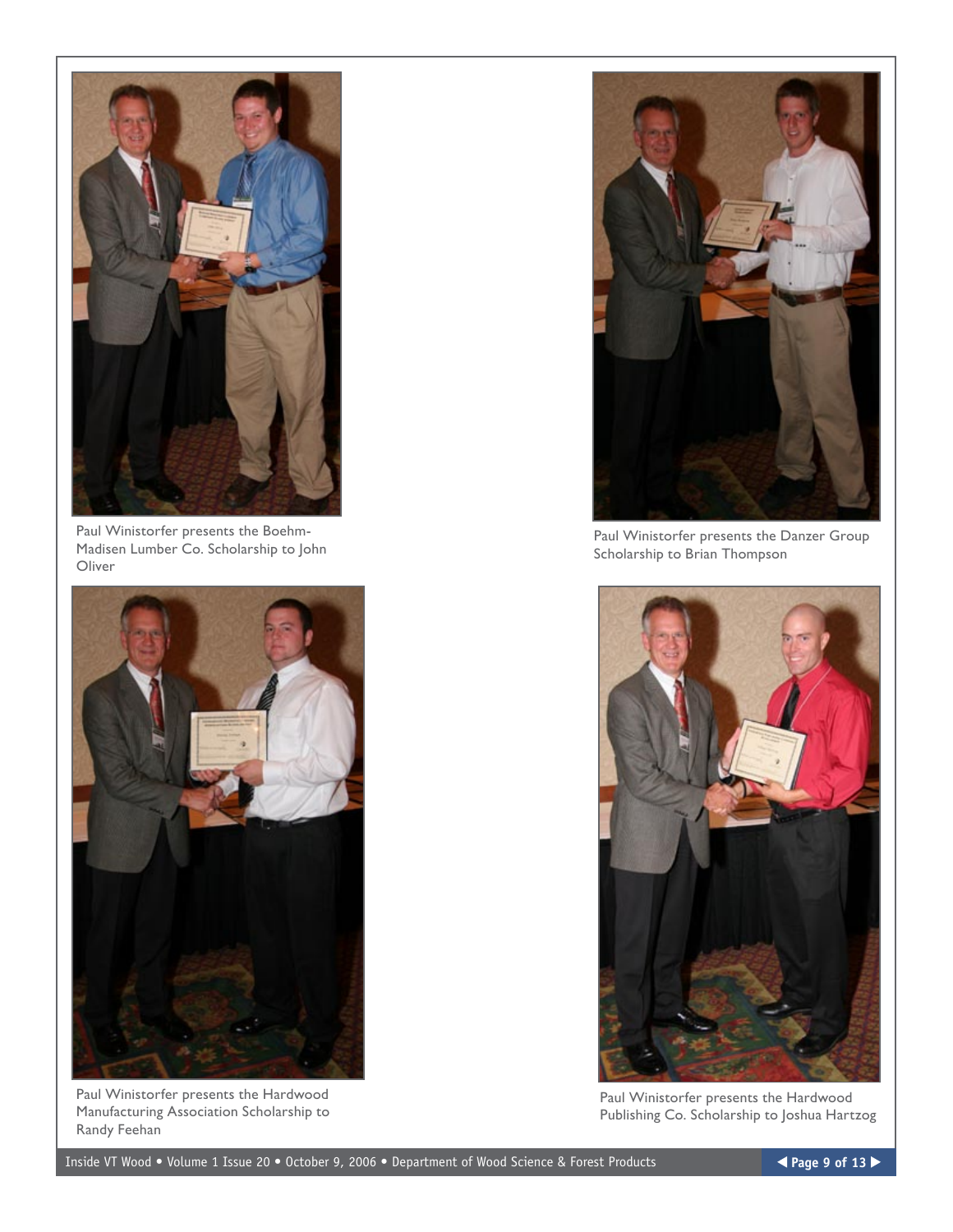Paul Winistorfer presents the Boehm-Madisen Lumber Co. Scholarship to John Oliver

Paul Winistorfer presents the Danzer Group Scholarship to Brian Thompson

Paul Winistorfer presents the Hardwood Manufacturing Association Scholarship to Randy Feehan

Paul Winistorfer presents the Hardwood Publishing Co. Scholarship to Joshua Hartzog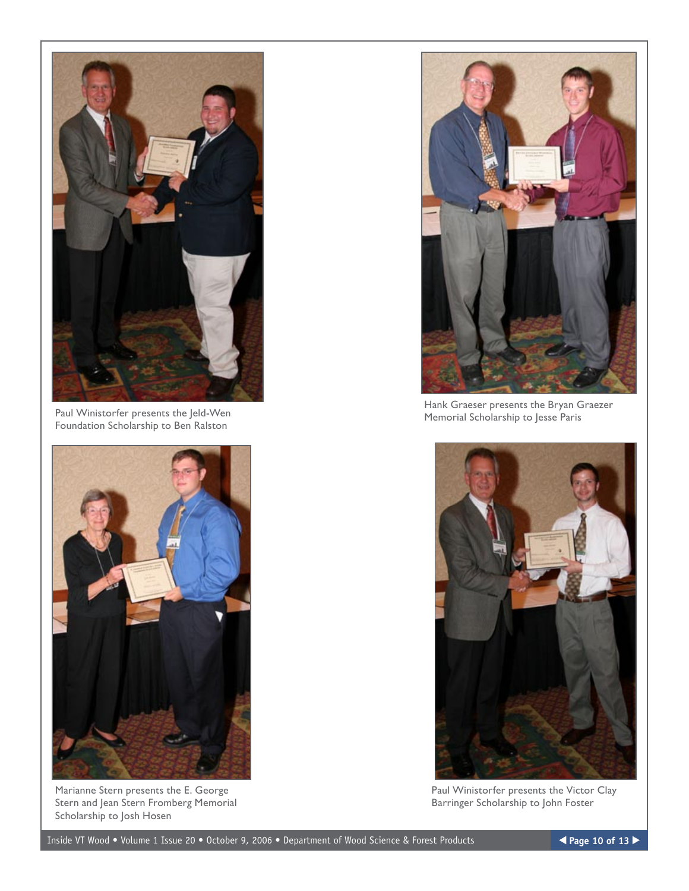Paul Winistorfer presents the Jeld-Wen Foundation Scholarship to Ben Ralston

Hank Graeser presents the Bryan Graezer Memorial Scholarship to Jesse Paris

Marianne Stern presents the E. George Stern and Jean Stern Fromberg Memorial Scholarship to Josh Hosen

Paul Winistorfer presents the Victor Clay Barringer Scholarship to John Foster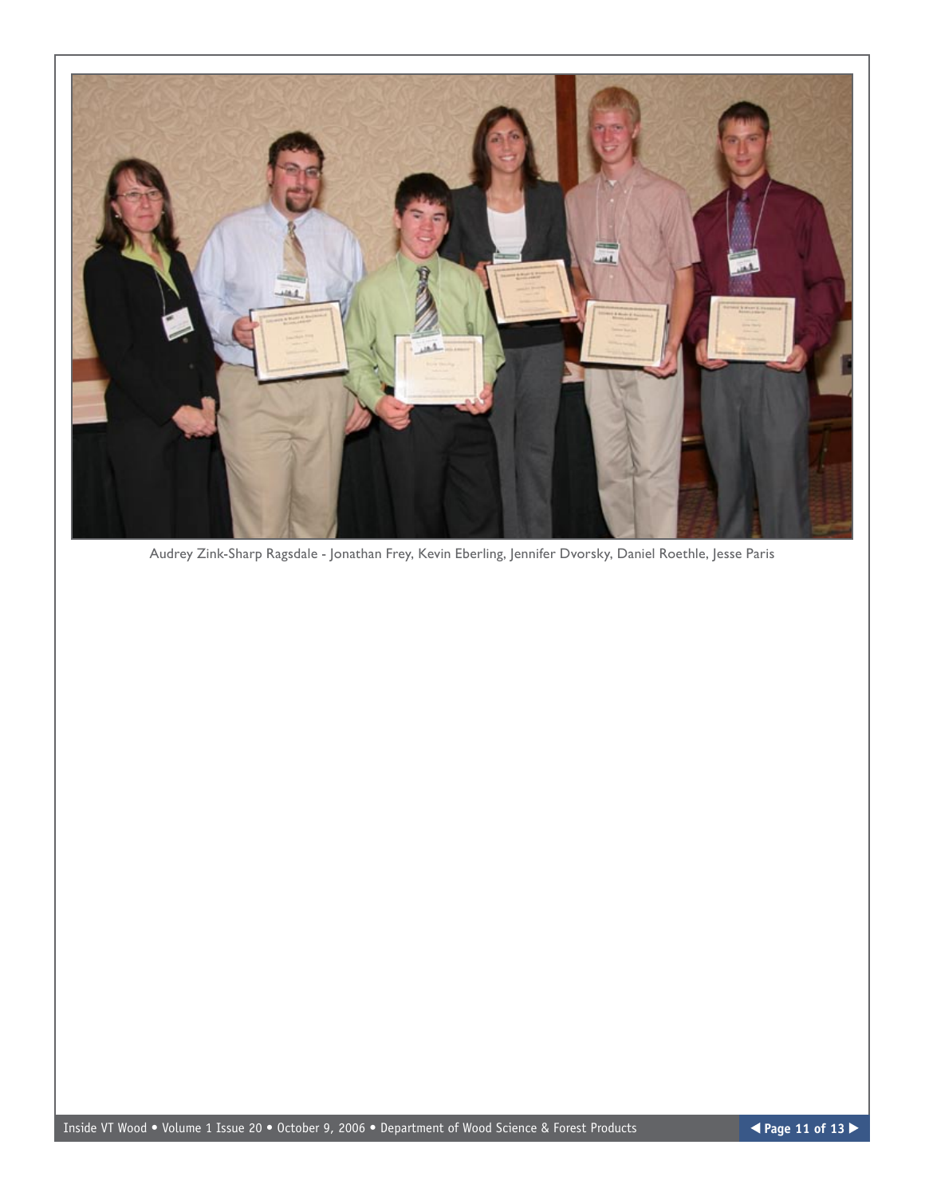Audrey Zink-Sharp Ragsdale - Jonathan Frey, Kevin Eberling, Jennifer Dvorsky, Daniel Roethle, Jesse Paris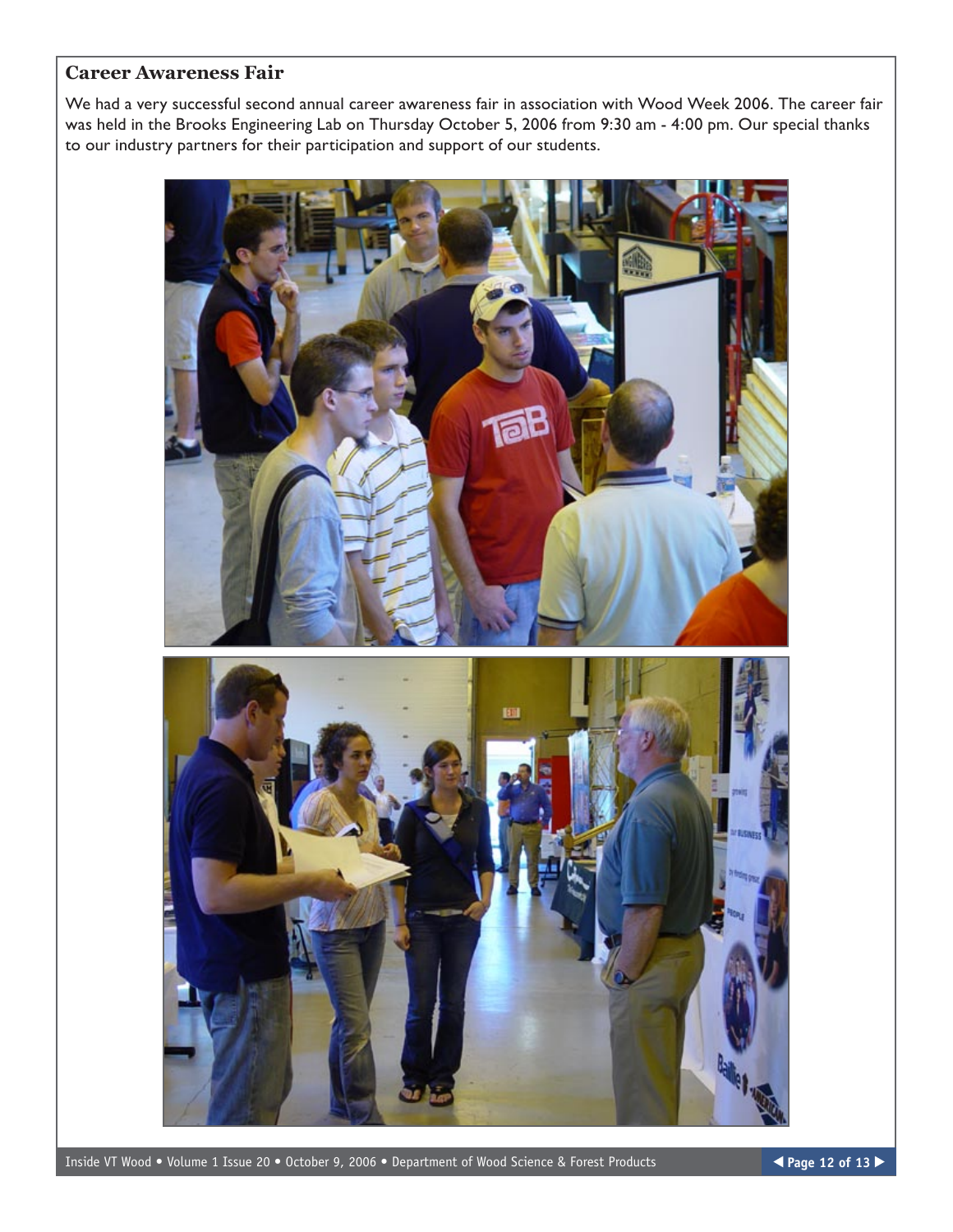## Career Awareness Fair

We had a very successful second annual career awareness fair in association with Wood Week 2006. The career fair was held in the Brooks Engineering Lab on Thursday October 5, 2006 from 9:30 am - 4:00 pm. Our special thanks to our industry partners for their participation and support of our students.